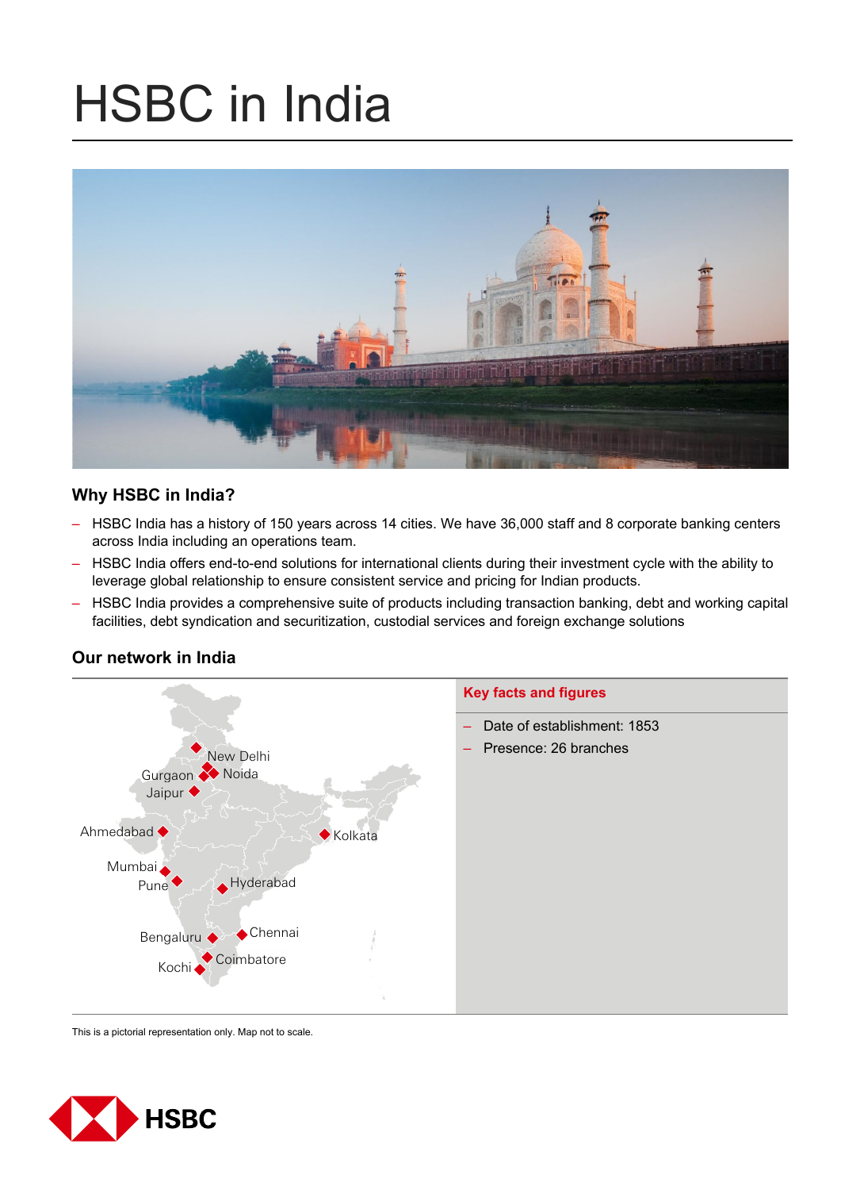# HSBC in India

## Why HSBC in India?

- HSBC India has a history of 150 years across 14 cities. We have 36,000 staff and 8 corporate banking centers across India including an operations team.
- HSBC India offers end-to-end solutions for international clients during their investment cycle with the ability to leverage global relationship to ensure consistent service and pricing for Indian products.
- HSBC India provides a comprehensive suite of products including transaction banking, debt and working capital facilities, debt syndication and securitization, custodial services and foreign exchange solutions

## Our network in India

New Delhi
Gurgaon
Noida
Jaipur
Ahmedabad
Kolkata
Mumbai
Pune
Hyderabad
Chennai
Bengaluru
Coimbatore
Kochi

### Key facts and figures

- Date of establishment: 1853
- Presence: 26 branches

This is a pictorial representation only. Map not to scale.

HSBC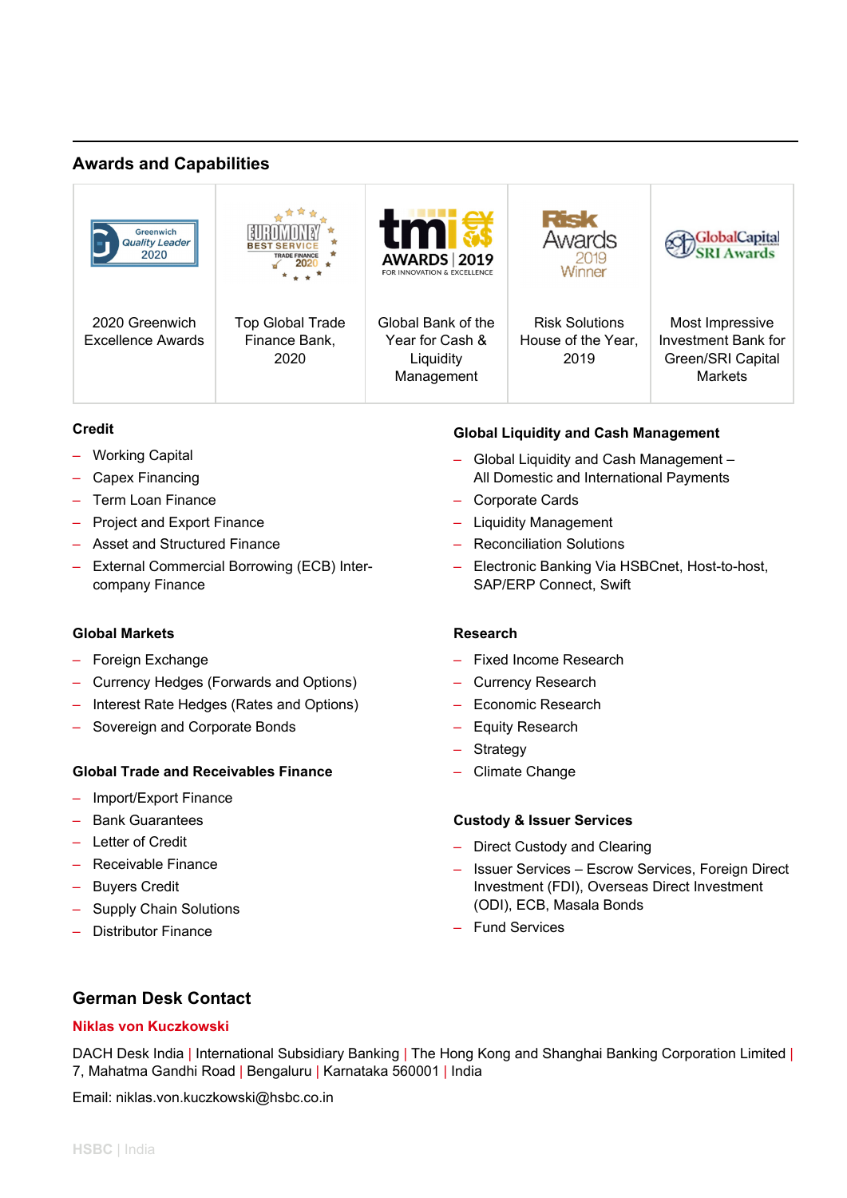## Awards and Capabilities

| | | | | |
|---|---|---|---|---|
| 2020 Greenwich Excellence Awards | Top Global Trade Finance Bank, 2020 | Global Bank of the Year for Cash & Liquidity Management | Risk Solutions House of the Year, 2019 | Most Impressive Investment Bank for Green/SRI Capital Markets |

### Credit

- Working Capital
- Capex Financing
- Term Loan Finance
- Project and Export Finance
- Asset and Structured Finance
- External Commercial Borrowing (ECB) Inter-company Finance

### Global Markets

- Foreign Exchange
- Currency Hedges (Forwards and Options)
- Interest Rate Hedges (Rates and Options)
- Sovereign and Corporate Bonds

### Global Trade and Receivables Finance

- Import/Export Finance
- Bank Guarantees
- Letter of Credit
- Receivable Finance
- Buyers Credit
- Supply Chain Solutions
- Distributor Finance

### Global Liquidity and Cash Management

- Global Liquidity and Cash Management – All Domestic and International Payments
- Corporate Cards
- Liquidity Management
- Reconciliation Solutions
- Electronic Banking Via HSBCnet, Host-to-host, SAP/ERP Connect, Swift

### Research

- Fixed Income Research
- Currency Research
- Economic Research
- Equity Research
- Strategy
- Climate Change

### Custody & Issuer Services

- Direct Custody and Clearing
- Issuer Services – Escrow Services, Foreign Direct Investment (FDI), Overseas Direct Investment (ODI), ECB, Masala Bonds
- Fund Services

## German Desk Contact

**Niklas von Kuczkowski**

DACH Desk India | International Subsidiary Banking | The Hong Kong and Shanghai Banking Corporation Limited | 7, Mahatma Gandhi Road | Bengaluru | Karnataka 560001 | India

Email: niklas.von.kuczkowski@hsbc.co.in